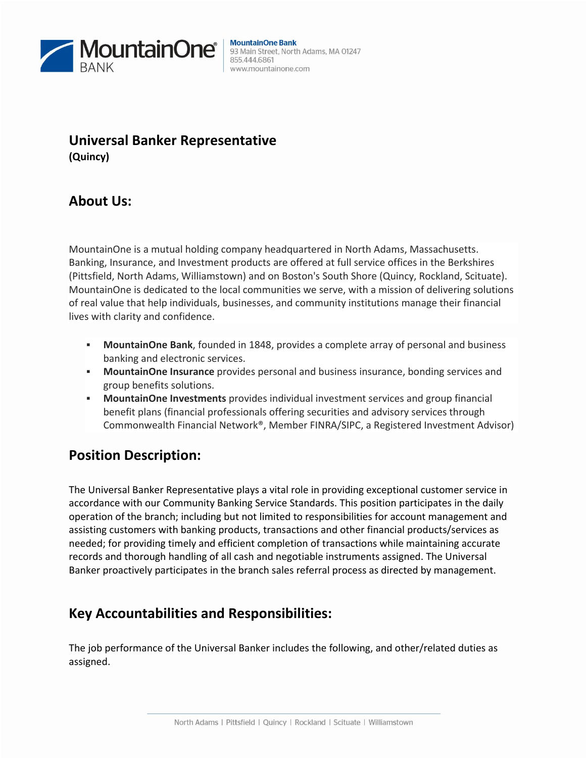MountainOne Bank
93 Main Street, North Adams, MA 01247
855.444.6861
www.mountainone.com

# Universal Banker Representative

**(Quincy)**

## About Us:

MountainOne is a mutual holding company headquartered in North Adams, Massachusetts. Banking, Insurance, and Investment products are offered at full service offices in the Berkshires (Pittsfield, North Adams, Williamstown) and on Boston's South Shore (Quincy, Rockland, Scituate). MountainOne is dedicated to the local communities we serve, with a mission of delivering solutions of real value that help individuals, businesses, and community institutions manage their financial lives with clarity and confidence.

- **MountainOne Bank**, founded in 1848, provides a complete array of personal and business banking and electronic services.
- **MountainOne Insurance** provides personal and business insurance, bonding services and group benefits solutions.
- **MountainOne Investments** provides individual investment services and group financial benefit plans (financial professionals offering securities and advisory services through Commonwealth Financial Network®, Member FINRA/SIPC, a Registered Investment Advisor)

## Position Description:

The Universal Banker Representative plays a vital role in providing exceptional customer service in accordance with our Community Banking Service Standards. This position participates in the daily operation of the branch; including but not limited to responsibilities for account management and assisting customers with banking products, transactions and other financial products/services as needed; for providing timely and efficient completion of transactions while maintaining accurate records and thorough handling of all cash and negotiable instruments assigned. The Universal Banker proactively participates in the branch sales referral process as directed by management.

## Key Accountabilities and Responsibilities:

The job performance of the Universal Banker includes the following, and other/related duties as assigned.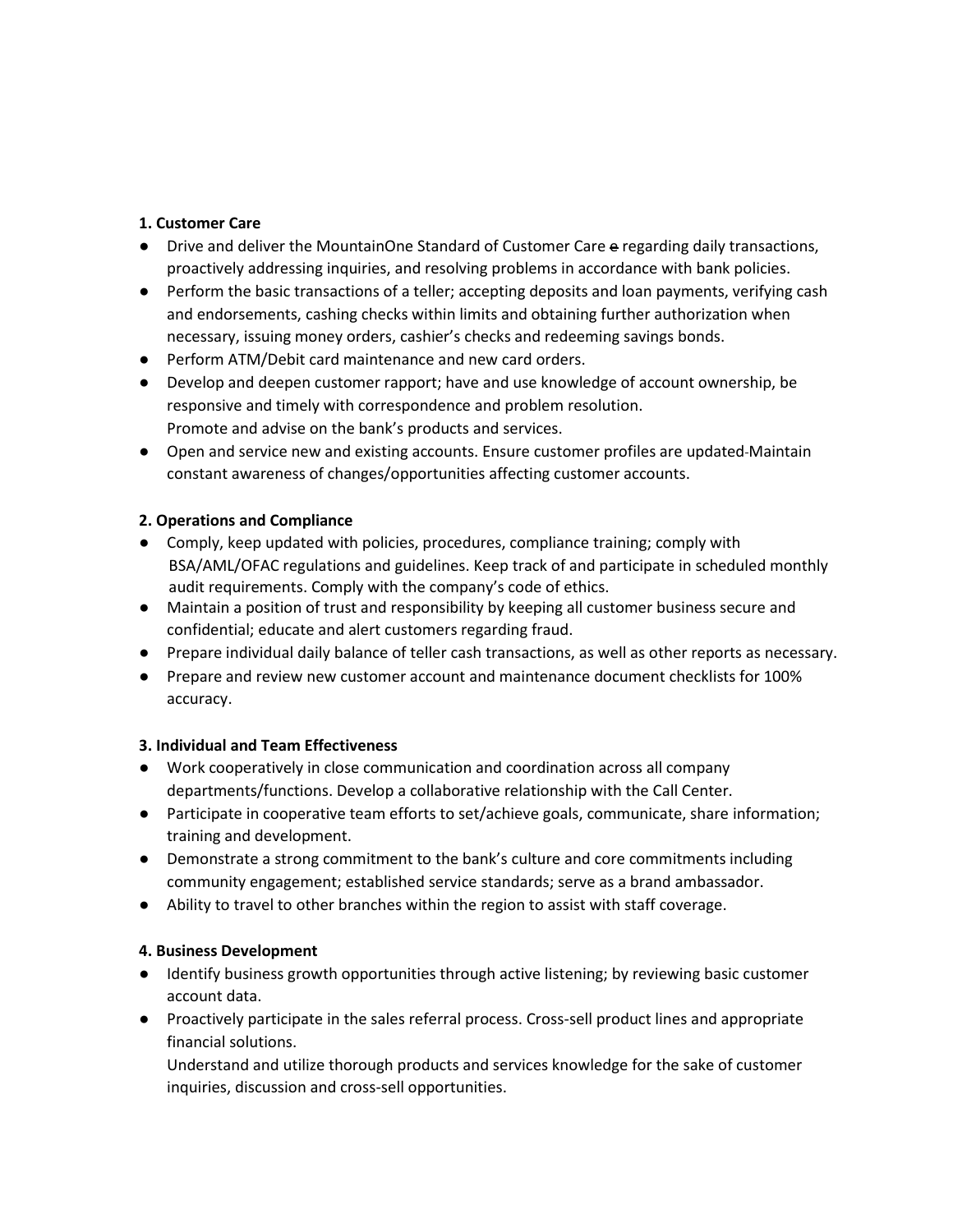**1. Customer Care**

- Drive and deliver the MountainOne Standard of Customer Care e regarding daily transactions, proactively addressing inquiries, and resolving problems in accordance with bank policies.
- Perform the basic transactions of a teller; accepting deposits and loan payments, verifying cash and endorsements, cashing checks within limits and obtaining further authorization when necessary, issuing money orders, cashier's checks and redeeming savings bonds.
- Perform ATM/Debit card maintenance and new card orders.
- Develop and deepen customer rapport; have and use knowledge of account ownership, be responsive and timely with correspondence and problem resolution.
  Promote and advise on the bank's products and services.
- Open and service new and existing accounts. Ensure customer profiles are updated-Maintain constant awareness of changes/opportunities affecting customer accounts.

**2. Operations and Compliance**

- Comply, keep updated with policies, procedures, compliance training; comply with BSA/AML/OFAC regulations and guidelines. Keep track of and participate in scheduled monthly audit requirements. Comply with the company's code of ethics.
- Maintain a position of trust and responsibility by keeping all customer business secure and confidential; educate and alert customers regarding fraud.
- Prepare individual daily balance of teller cash transactions, as well as other reports as necessary.
- Prepare and review new customer account and maintenance document checklists for 100% accuracy.

**3. Individual and Team Effectiveness**

- Work cooperatively in close communication and coordination across all company departments/functions. Develop a collaborative relationship with the Call Center.
- Participate in cooperative team efforts to set/achieve goals, communicate, share information; training and development.
- Demonstrate a strong commitment to the bank's culture and core commitments including community engagement; established service standards; serve as a brand ambassador.
- Ability to travel to other branches within the region to assist with staff coverage.

**4. Business Development**

- Identify business growth opportunities through active listening; by reviewing basic customer account data.
- Proactively participate in the sales referral process. Cross-sell product lines and appropriate financial solutions.
  Understand and utilize thorough products and services knowledge for the sake of customer inquiries, discussion and cross-sell opportunities.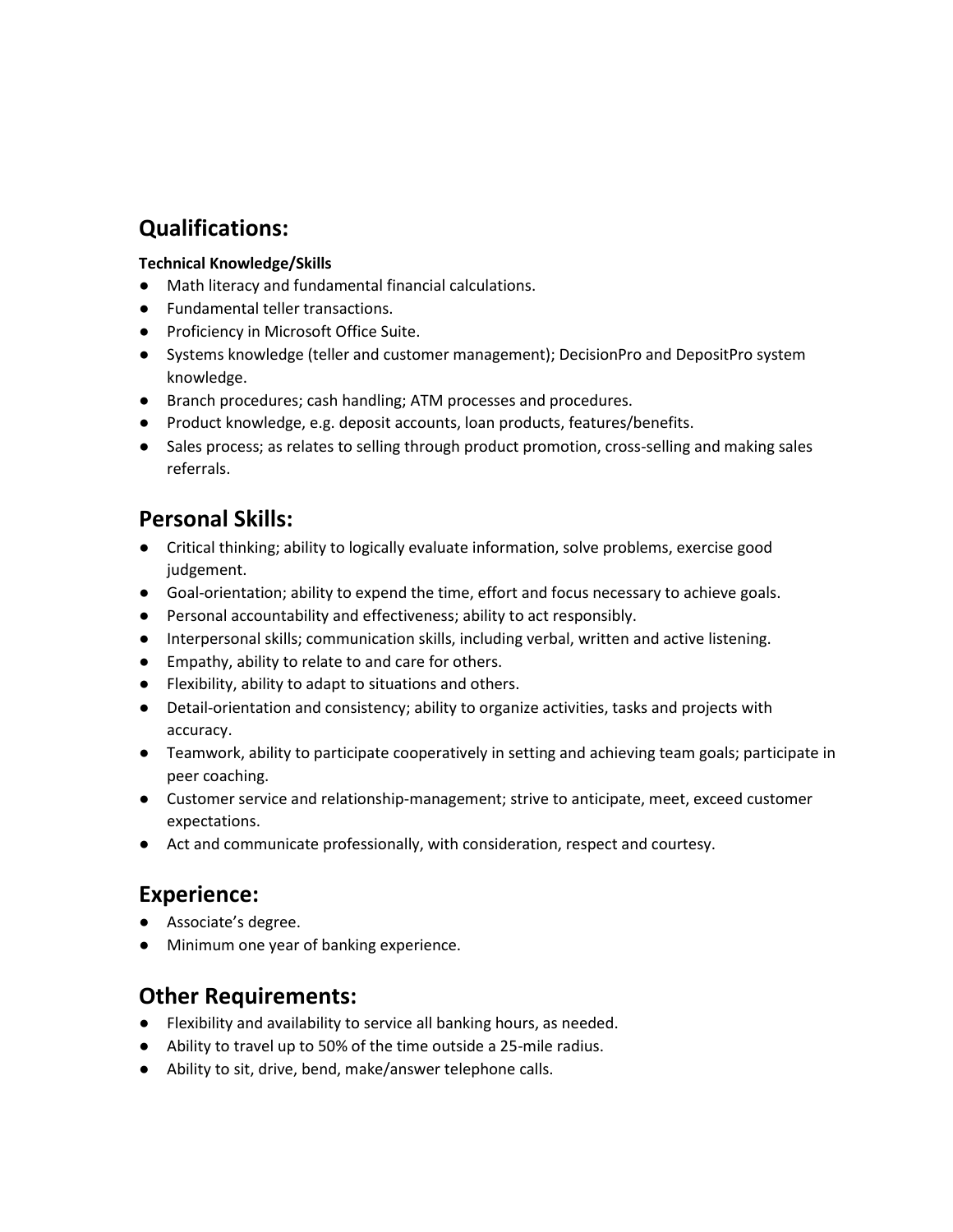## Qualifications:

**Technical Knowledge/Skills**

- Math literacy and fundamental financial calculations.
- Fundamental teller transactions.
- Proficiency in Microsoft Office Suite.
- Systems knowledge (teller and customer management); DecisionPro and DepositPro system knowledge.
- Branch procedures; cash handling; ATM processes and procedures.
- Product knowledge, e.g. deposit accounts, loan products, features/benefits.
- Sales process; as relates to selling through product promotion, cross-selling and making sales referrals.

## Personal Skills:

- Critical thinking; ability to logically evaluate information, solve problems, exercise good judgement.
- Goal-orientation; ability to expend the time, effort and focus necessary to achieve goals.
- Personal accountability and effectiveness; ability to act responsibly.
- Interpersonal skills; communication skills, including verbal, written and active listening.
- Empathy, ability to relate to and care for others.
- Flexibility, ability to adapt to situations and others.
- Detail-orientation and consistency; ability to organize activities, tasks and projects with accuracy.
- Teamwork, ability to participate cooperatively in setting and achieving team goals; participate in peer coaching.
- Customer service and relationship-management; strive to anticipate, meet, exceed customer expectations.
- Act and communicate professionally, with consideration, respect and courtesy.

## Experience:

- Associate's degree.
- Minimum one year of banking experience.

## Other Requirements:

- Flexibility and availability to service all banking hours, as needed.
- Ability to travel up to 50% of the time outside a 25-mile radius.
- Ability to sit, drive, bend, make/answer telephone calls.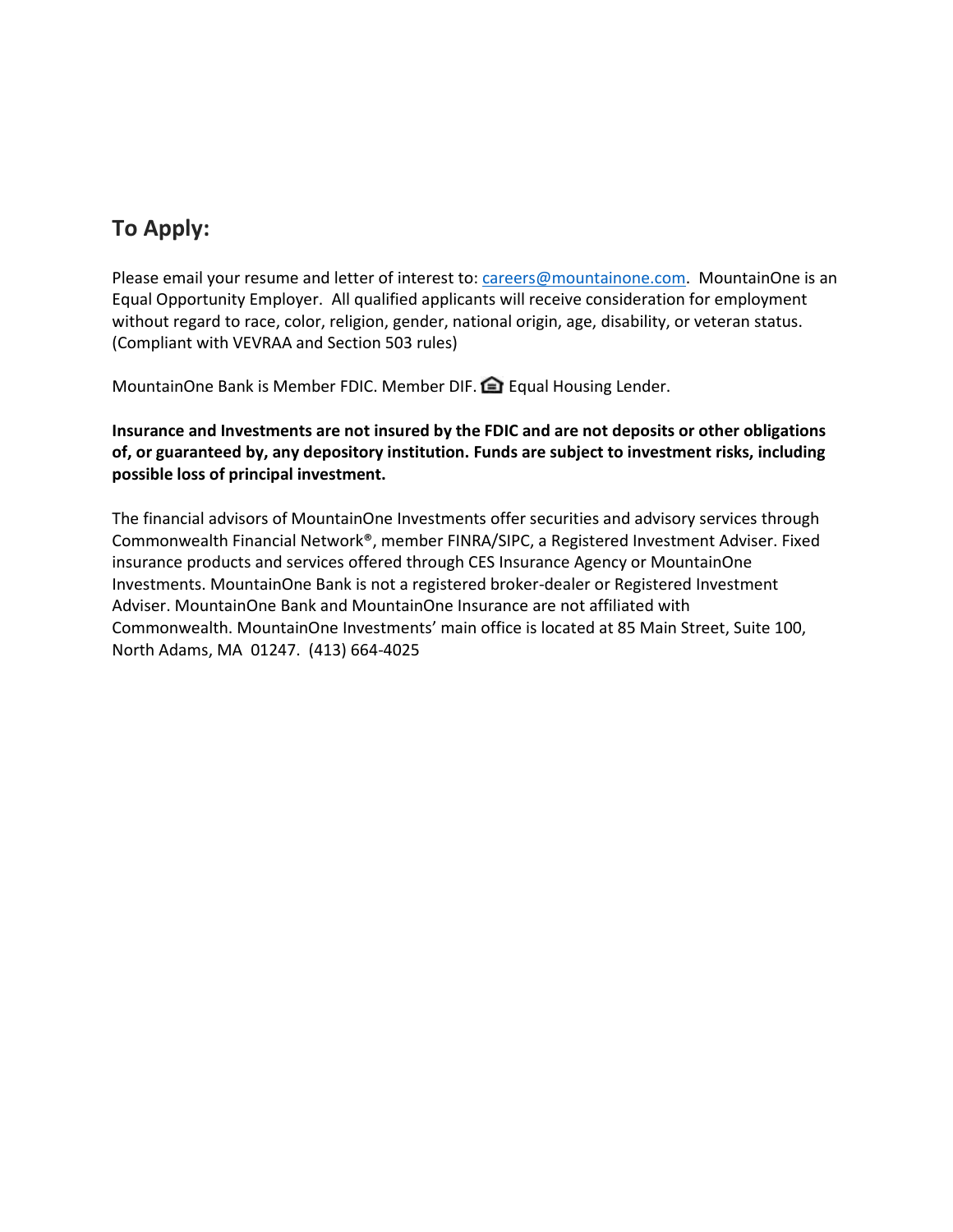## To Apply:

Please email your resume and letter of interest to: careers@mountainone.com. MountainOne is an Equal Opportunity Employer. All qualified applicants will receive consideration for employment without regard to race, color, religion, gender, national origin, age, disability, or veteran status. (Compliant with VEVRAA and Section 503 rules)

MountainOne Bank is Member FDIC. Member DIF. Equal Housing Lender.

**Insurance and Investments are not insured by the FDIC and are not deposits or other obligations of, or guaranteed by, any depository institution. Funds are subject to investment risks, including possible loss of principal investment.**

The financial advisors of MountainOne Investments offer securities and advisory services through Commonwealth Financial Network®, member FINRA/SIPC, a Registered Investment Adviser. Fixed insurance products and services offered through CES Insurance Agency or MountainOne Investments. MountainOne Bank is not a registered broker-dealer or Registered Investment Adviser. MountainOne Bank and MountainOne Insurance are not affiliated with Commonwealth. MountainOne Investments' main office is located at 85 Main Street, Suite 100, North Adams, MA 01247. (413) 664-4025